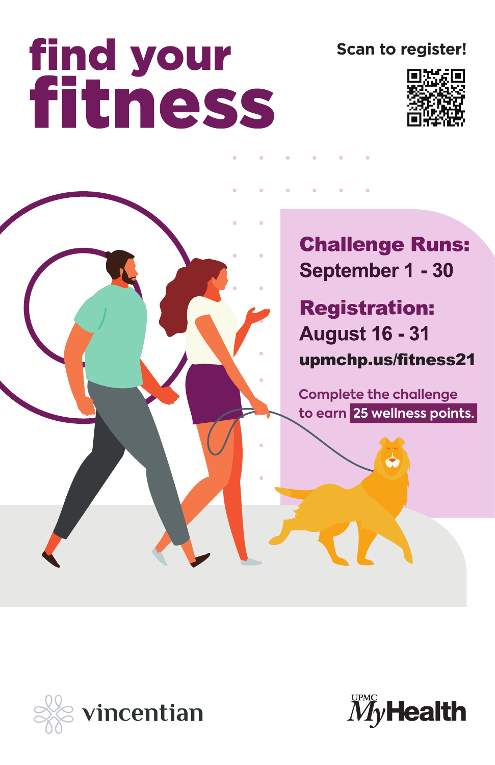# find your fitness

**Scan to register!**

## Challenge Runs:

September 1 - 30

## Registration:

August 16 - 31

**upmchp.us/fitness21**

Complete the challenge to earn **25 wellness points.**

vincentian

UPMC MyHealth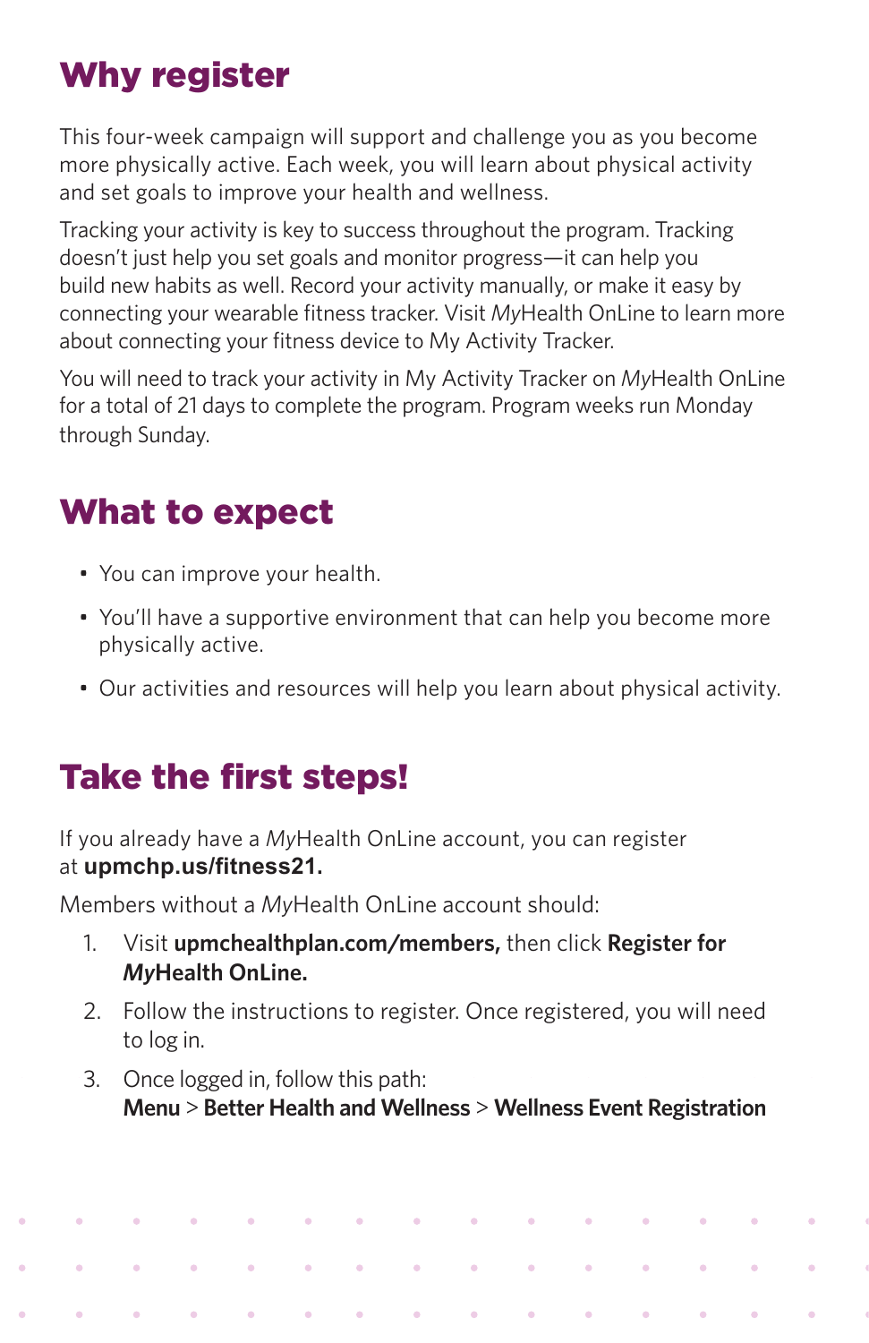## Why register

This four-week campaign will support and challenge you as you become more physically active. Each week, you will learn about physical activity and set goals to improve your health and wellness.

Tracking your activity is key to success throughout the program. Tracking doesn't just help you set goals and monitor progress—it can help you build new habits as well. Record your activity manually, or make it easy by connecting your wearable fitness tracker. Visit *My*Health OnLine to learn more about connecting your fitness device to My Activity Tracker.

You will need to track your activity in My Activity Tracker on *My*Health OnLine for a total of 21 days to complete the program. Program weeks run Monday through Sunday.

## What to expect

- You can improve your health.
- You'll have a supportive environment that can help you become more physically active.
- Our activities and resources will help you learn about physical activity.

## Take the first steps!

If you already have a *My*Health OnLine account, you can register at **upmchp.us/fitness21.**

Members without a *My*Health OnLine account should:

1. Visit **upmchealthplan.com/members,** then click **Register for *My*Health OnLine.**
2. Follow the instructions to register. Once registered, you will need to log in.
3. Once logged in, follow this path:
   **Menu** > **Better Health and Wellness** > **Wellness Event Registration**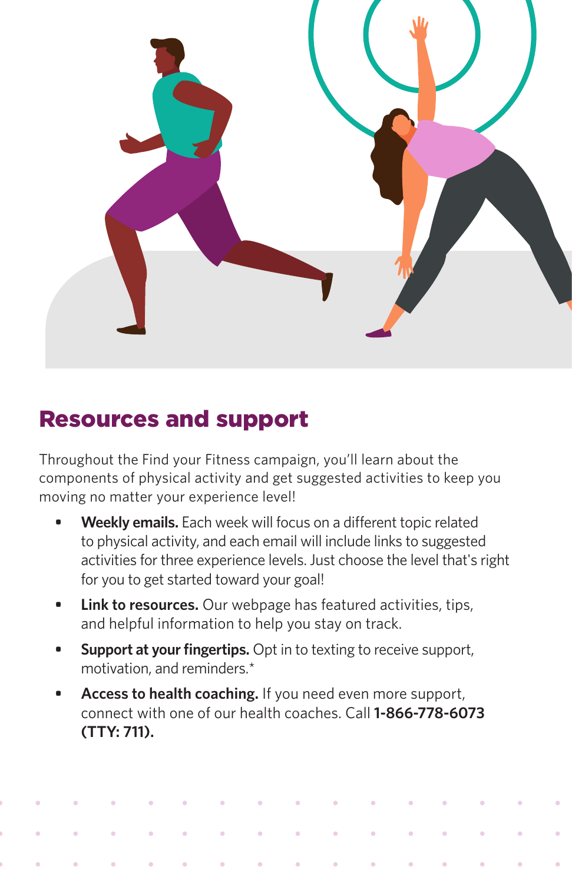## Resources and support

Throughout the Find your Fitness campaign, you'll learn about the components of physical activity and get suggested activities to keep you moving no matter your experience level!

- **Weekly emails.** Each week will focus on a different topic related to physical activity, and each email will include links to suggested activities for three experience levels. Just choose the level that's right for you to get started toward your goal!
- **Link to resources.** Our webpage has featured activities, tips, and helpful information to help you stay on track.
- **Support at your fingertips.** Opt in to texting to receive support, motivation, and reminders.*
- **Access to health coaching.** If you need even more support, connect with one of our health coaches. Call **1-866-778-6073 (TTY: 711).**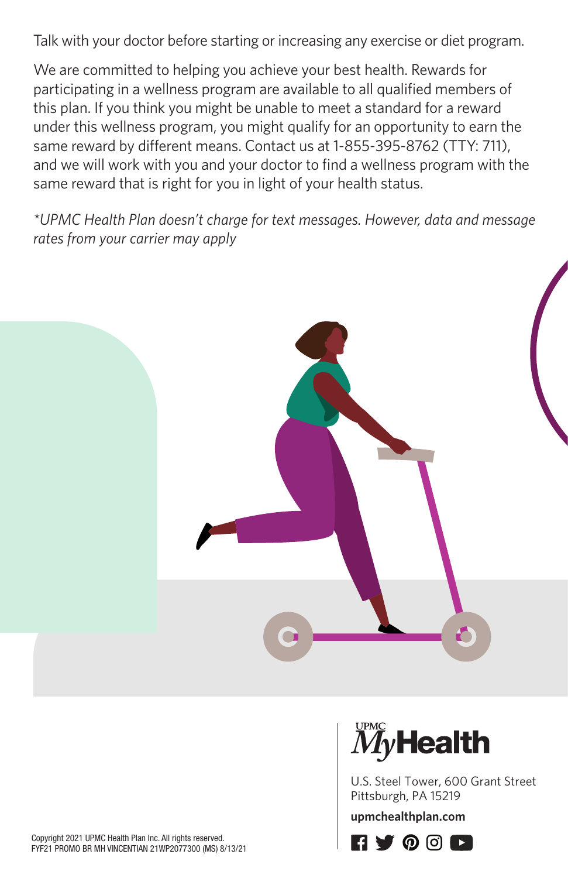Talk with your doctor before starting or increasing any exercise or diet program.

We are committed to helping you achieve your best health. Rewards for participating in a wellness program are available to all qualified members of this plan. If you think you might be unable to meet a standard for a reward under this wellness program, you might qualify for an opportunity to earn the same reward by different means. Contact us at 1-855-395-8762 (TTY: 711), and we will work with you and your doctor to find a wellness program with the same reward that is right for you in light of your health status.

*\*UPMC Health Plan doesn't charge for text messages. However, data and message rates from your carrier may apply*

UPMC MyHealth

U.S. Steel Tower, 600 Grant Street
Pittsburgh, PA 15219

**upmchealthplan.com**

Copyright 2021 UPMC Health Plan Inc. All rights reserved.
FYF21 PROMO BR MH VINCENTIAN 21WP2077300 (MS) 8/13/21